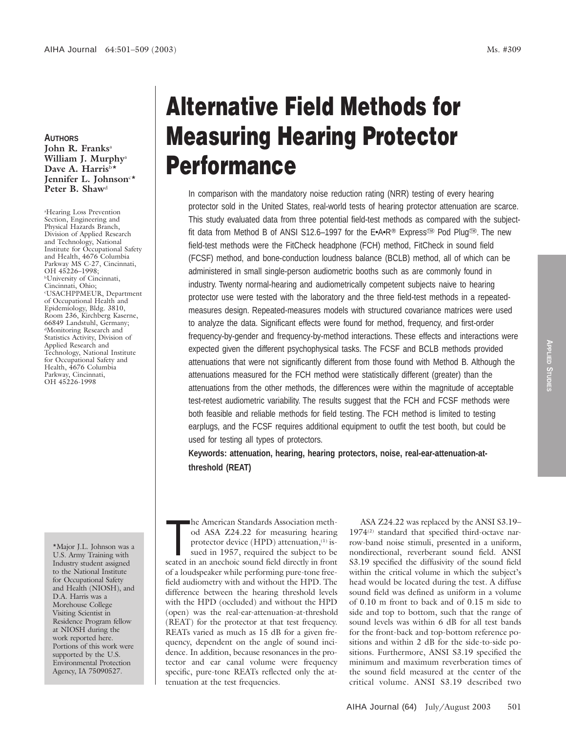# Alternative Field Methods for Measuring Hearing Protector Performance

**AUTHORS**

**John R. Franks**[a]
**William J. Murphy**[a]
**Dave A. Harris**[b]*
**Jennifer L. Johnson**[c]*
**Peter B. Shaw**[d]

[a]Hearing Loss Prevention Section, Engineering and Physical Hazards Branch, Division of Applied Research and Technology, National Institute for Occupational Safety and Health, 4676 Columbia Parkway MS C-27, Cincinnati, OH 45226–1998;
[b]University of Cincinnati, Cincinnati, Ohio;
[c]USACHPPMEUR, Department of Occupational Health and Epidemiology, Bldg. 3810, Room 236, Kirchberg Kaserne, 66849 Landstuhl, Germany;
[d]Monitoring Research and Statistics Activity, Division of Applied Research and Technology, National Institute for Occupational Safety and Health, 4676 Columbia Parkway, Cincinnati, OH 45226-1998

*Major J.L. Johnson was a U.S. Army Training with Industry student assigned to the National Institute for Occupational Safety and Health (NIOSH), and D.A. Harris was a Morehouse College Visiting Scientist in Residence Program fellow at NIOSH during the work reported here. Portions of this work were supported by the U.S. Environmental Protection Agency, IA 75090527.

In comparison with the mandatory noise reduction rating (NRR) testing of every hearing protector sold in the United States, real-world tests of hearing protector attenuation are scarce. This study evaluated data from three potential field-test methods as compared with the subject-fit data from Method B of ANSI S12.6–1997 for the E•A•R® Express™ Pod Plug™. The new field-test methods were the FitCheck headphone (FCH) method, FitCheck in sound field (FCSF) method, and bone-conduction loudness balance (BCLB) method, all of which can be administered in small single-person audiometric booths such as are commonly found in industry. Twenty normal-hearing and audiometrically competent subjects naive to hearing protector use were tested with the laboratory and the three field-test methods in a repeated-measures design. Repeated-measures models with structured covariance matrices were used to analyze the data. Significant effects were found for method, frequency, and first-order frequency-by-gender and frequency-by-method interactions. These effects and interactions were expected given the different psychophysical tasks. The FCSF and BCLB methods provided attenuations that were not significantly different from those found with Method B. Although the attenuations measured for the FCH method were statistically different (greater) than the attenuations from the other methods, the differences were within the magnitude of acceptable test-retest audiometric variability. The results suggest that the FCH and FCSF methods were both feasible and reliable methods for field testing. The FCH method is limited to testing earplugs, and the FCSF requires additional equipment to outfit the test booth, but could be used for testing all types of protectors.

**Keywords: attenuation, hearing, hearing protectors, noise, real-ear-attenuation-at-threshold (REAT)**

The American Standards Association method ASA Z24.22 for measuring hearing protector device (HPD) attenuation,[1] issued in 1957, required the subject to be seated in an anechoic sound field directly in front of a loudspeaker while performing pure-tone free-field audiometry with and without the HPD. The difference between the hearing threshold levels with the HPD (occluded) and without the HPD (open) was the real-ear-attenuation-at-threshold (REAT) for the protector at that test frequency. REATs varied as much as 15 dB for a given frequency, dependent on the angle of sound incidence. In addition, because resonances in the protector and ear canal volume were frequency specific, pure-tone REATs reflected only the attenuation at the test frequencies.

ASA Z24.22 was replaced by the ANSI S3.19–1974[2] standard that specified third-octave narrow-band noise stimuli, presented in a uniform, nondirectional, reverberant sound field. ANSI S3.19 specified the diffusivity of the sound field within the critical volume in which the subject's head would be located during the test. A diffuse sound field was defined as uniform in a volume of 0.10 m front to back and of 0.15 m side to side and top to bottom, such that the range of sound levels was within 6 dB for all test bands for the front-back and top-bottom reference positions and within 2 dB for the side-to-side positions. Furthermore, ANSI S3.19 specified the minimum and maximum reverberation times of the sound field measured at the center of the critical volume. ANSI S3.19 described two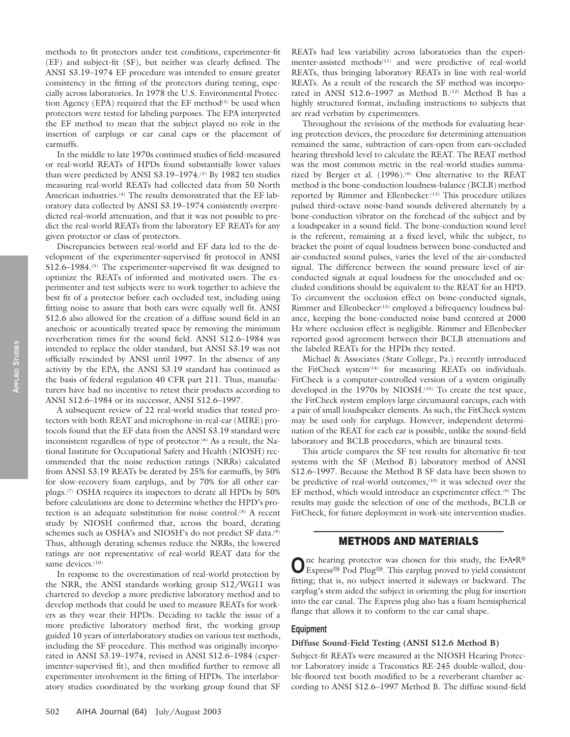methods to fit protectors under test conditions, experimenter-fit (EF) and subject-fit (SF), but neither was clearly defined. The ANSI S3.19–1974 EF procedure was intended to ensure greater consistency in the fitting of the protectors during testing, especially across laboratories. In 1978 the U.S. Environmental Protection Agency (EPA) required that the EF method[3] be used when protectors were tested for labeling purposes. The EPA interpreted the EF method to mean that the subject played no role in the insertion of earplugs or ear canal caps or the placement of earmuffs.

In the middle to late 1970s continued studies of field-measured or real-world REATs of HPDs found substantially lower values than were predicted by ANSI S3.19–1974.[2] By 1982 ten studies measuring real-world REATs had collected data from 50 North American industries.[4] The results demonstrated that the EF laboratory data collected by ANSI S3.19–1974 consistently overpredicted real-world attenuation, and that it was not possible to predict the real-world REATs from the laboratory EF REATs for any given protector or class of protectors.

Discrepancies between real-world and EF data led to the development of the experimenter-supervised fit protocol in ANSI S12.6–1984.[5] The experimenter-supervised fit was designed to optimize the REATs of informed and motivated users. The experimenter and test subjects were to work together to achieve the best fit of a protector before each occluded test, including using fitting noise to assure that both ears were equally well fit. ANSI S12.6 also allowed for the creation of a diffuse sound field in an anechoic or acoustically treated space by removing the minimum reverberation times for the sound field. ANSI S12.6–1984 was intended to replace the older standard, but ANSI S3.19 was not officially rescinded by ANSI until 1997. In the absence of any activity by the EPA, the ANSI S3.19 standard has continued as the basis of federal regulation 40 CFR part 211. Thus, manufacturers have had no incentive to retest their products according to ANSI S12.6–1984 or its successor, ANSI S12.6–1997.

A subsequent review of 22 real-world studies that tested protectors with both REAT and microphone-in-real-ear (MIRE) protocols found that the EF data from the ANSI S3.19 standard were inconsistent regardless of type of protector.[6] As a result, the National Institute for Occupational Safety and Health (NIOSH) recommended that the noise reduction ratings (NRRs) calculated from ANSI S3.19 REATs be derated by 25% for earmuffs, by 50% for slow-recovery foam earplugs, and by 70% for all other earplugs.[7] OSHA requires its inspectors to derate all HPDs by 50% before calculations are done to determine whether the HPD's protection is an adequate substitution for noise control.[8] A recent study by NIOSH confirmed that, across the board, derating schemes such as OSHA's and NIOSH's do not predict SF data.[9] Thus, although derating schemes reduce the NRRs, the lowered ratings are not representative of real-world REAT data for the same devices.[10]

In response to the overestimation of real-world protection by the NRR, the ANSI standards working group S12/WG11 was chartered to develop a more predictive laboratory method and to develop methods that could be used to measure REATs for workers as they wear their HPDs. Deciding to tackle the issue of a more predictive laboratory method first, the working group guided 10 years of interlaboratory studies on various test methods, including the SF procedure. This method was originally incorporated in ANSI S3.19–1974, revised in ANSI S12.6–1984 (experimenter-supervised fit), and then modified further to remove all experimenter involvement in the fitting of HPDs. The interlaboratory studies coordinated by the working group found that SF REATs had less variability across laboratories than the experimenter-assisted methods[11] and were predictive of real-world REATs, thus bringing laboratory REATs in line with real-world REATs. As a result of the research the SF method was incorporated in ANSI S12.6–1997 as Method B.[12] Method B has a highly structured format, including instructions to subjects that are read verbatim by experimenters.

Throughout the revisions of the methods for evaluating hearing protection devices, the procedure for determining attenuation remained the same, subtraction of ears-open from ears-occluded hearing threshold level to calculate the REAT. The REAT method was the most common metric in the real-world studies summarized by Berger et al. (1996).[6] One alternative to the REAT method is the bone-conduction loudness-balance (BCLB) method reported by Rimmer and Ellenbecker.[13] This procedure utilizes pulsed third-octave noise-band sounds delivered alternately by a bone-conduction vibrator on the forehead of the subject and by a loudspeaker in a sound field. The bone-conduction sound level is the referent, remaining at a fixed level, while the subject, to bracket the point of equal loudness between bone-conducted and air-conducted sound pulses, varies the level of the air-conducted signal. The difference between the sound pressure level of air-conducted signals at equal loudness for the unoccluded and occluded conditions should be equivalent to the REAT for an HPD. To circumvent the occlusion effect on bone-conducted signals, Rimmer and Ellenbecker[13] employed a bifrequency loudness balance, keeping the bone-conducted noise band centered at 2000 Hz where occlusion effect is negligible. Rimmer and Ellenbecker reported good agreement between their BCLB attenuations and the labeled REATs for the HPDs they tested.

Michael & Associates (State College, Pa.) recently introduced the FitCheck system[14] for measuring REATs on individuals. FitCheck is a computer-controlled version of a system originally developed in the 1970s by NIOSH.[15] To create the test space, the FitCheck system employs large circumaural earcups, each with a pair of small loudspeaker elements. As such, the FitCheck system may be used only for earplugs. However, independent determination of the REAT for each ear is possible, unlike the sound-field laboratory and BCLB procedures, which are binaural tests.

This article compares the SF test results for alternative fit-test systems with the SF (Method B) laboratory method of ANSI S12.6–1997. Because the Method B SF data have been shown to be predictive of real-world outcomes,[10] it was selected over the EF method, which would introduce an experimenter effect.[9] The results may guide the selection of one of the methods, BCLB or FitCheck, for future deployment in work-site intervention studies.

## METHODS AND MATERIALS

One hearing protector was chosen for this study, the E•A•R® Express™ Pod Plug™. This earplug proved to yield consistent fitting; that is, no subject inserted it sideways or backward. The earplug's stem aided the subject in orienting the plug for insertion into the ear canal. The Express plug also has a foam hemispherical flange that allows it to conform to the ear canal shape.

### Equipment

#### Diffuse Sound-Field Testing (ANSI S12.6 Method B)

Subject-fit REATs were measured at the NIOSH Hearing Protector Laboratory inside a Tracoustics RE-245 double-walled, double-floored test booth modified to be a reverberant chamber according to ANSI S12.6–1997 Method B. The diffuse sound-field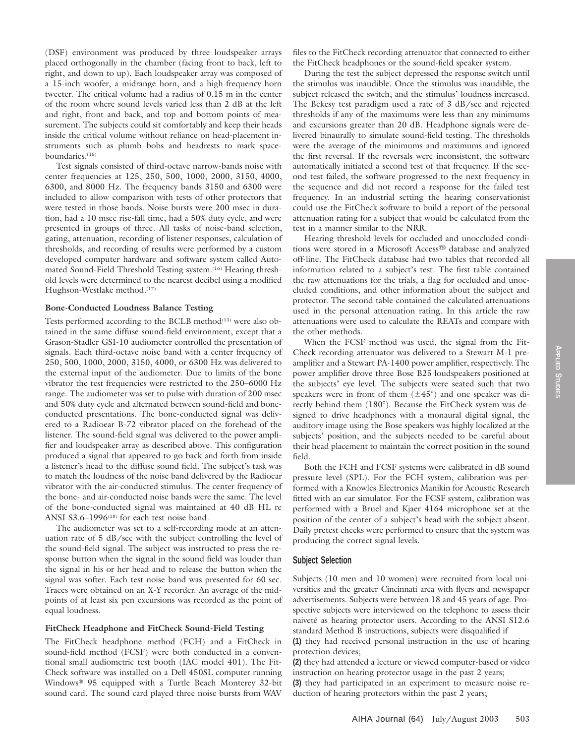(DSF) environment was produced by three loudspeaker arrays placed orthogonally in the chamber (facing front to back, left to right, and down to up). Each loudspeaker array was composed of a 15-inch woofer, a midrange horn, and a high-frequency horn tweeter. The critical volume had a radius of 0.15 m in the center of the room where sound levels varied less than 2 dB at the left and right, front and back, and top and bottom points of measurement. The subjects could sit comfortably and keep their heads inside the critical volume without reliance on head-placement instruments such as plumb bobs and headrests to mark space-boundaries.[16]

Test signals consisted of third-octave narrow-bands noise with center frequencies at 125, 250, 500, 1000, 2000, 3150, 4000, 6300, and 8000 Hz. The frequency bands 3150 and 6300 were included to allow comparison with tests of other protectors that were tested in those bands. Noise bursts were 200 msec in duration, had a 10 msec rise-fall time, had a 50% duty cycle, and were presented in groups of three. All tasks of noise-band selection, gating, attenuation, recording of listener responses, calculation of thresholds, and recording of results were performed by a custom developed computer hardware and software system called Automated Sound-Field Threshold Testing system.[16] Hearing threshold levels were determined to the nearest decibel using a modified Hughson-Westlake method.[17]

### Bone-Conducted Loudness Balance Testing

Tests performed according to the BCLB method[13] were also obtained in the same diffuse sound-field environment, except that a Grason-Stadler GSI-10 audiometer controlled the presentation of signals. Each third-octave noise band with a center frequency of 250, 500, 1000, 2000, 3150, 4000, or 6300 Hz was delivered to the external input of the audiometer. Due to limits of the bone vibrator the test frequencies were restricted to the 250–6000 Hz range. The audiometer was set to pulse with duration of 200 msec and 50% duty cycle and alternated between sound-field and bone-conducted presentations. The bone-conducted signal was delivered to a Radioear B-72 vibrator placed on the forehead of the listener. The sound-field signal was delivered to the power amplifier and loudspeaker array as described above. This configuration produced a signal that appeared to go back and forth from inside a listener's head to the diffuse sound field. The subject's task was to match the loudness of the noise band delivered by the Radioear vibrator with the air-conducted stimulus. The center frequency of the bone- and air-conducted noise bands were the same. The level of the bone-conducted signal was maintained at 40 dB HL re ANSI S3.6–1996[18] for each test noise band.

The audiometer was set to a self-recording mode at an attenuation rate of 5 dB/sec with the subject controlling the level of the sound-field signal. The subject was instructed to press the response button when the signal in the sound field was louder than the signal in his or her head and to release the button when the signal was softer. Each test noise band was presented for 60 sec. Traces were obtained on an X-Y recorder. An average of the midpoints of at least six pen excursions was recorded as the point of equal loudness.

### FitCheck Headphone and FitCheck Sound-Field Testing

The FitCheck headphone method (FCH) and a FitCheck in sound-field method (FCSF) were both conducted in a conventional small audiometric test booth (IAC model 401). The FitCheck software was installed on a Dell 450SL computer running Windows® 95 equipped with a Turtle Beach Monterey 32-bit sound card. The sound card played three noise bursts from WAV files to the FitCheck recording attenuator that connected to either the FitCheck headphones or the sound-field speaker system.

During the test the subject depressed the response switch until the stimulus was inaudible. Once the stimulus was inaudible, the subject released the switch, and the stimulus' loudness increased. The Bekesy test paradigm used a rate of 3 dB/sec and rejected thresholds if any of the maximums were less than any minimums and excursions greater than 20 dB. Headphone signals were delivered binaurally to simulate sound-field testing. The thresholds were the average of the minimums and maximums and ignored the first reversal. If the reversals were inconsistent, the software automatically initiated a second test of that frequency. If the second test failed, the software progressed to the next frequency in the sequence and did not record a response for the failed test frequency. In an industrial setting the hearing conservationist could use the FitCheck software to build a report of the personal attenuation rating for a subject that would be calculated from the test in a manner similar to the NRR.

Hearing threshold levels for occluded and unoccluded conditions were stored in a Microsoft Access™ database and analyzed off-line. The FitCheck database had two tables that recorded all information related to a subject's test. The first table contained the raw attenuations for the trials, a flag for occluded and unoccluded conditions, and other information about the subject and protector. The second table contained the calculated attenuations used in the personal attenuation rating. In this article the raw attenuations were used to calculate the REATs and compare with the other methods.

When the FCSF method was used, the signal from the FitCheck recording attenuator was delivered to a Stewart M-1 preamplifier and a Stewart PA-1400 power amplifier, respectively. The power amplifier drove three Bose B25 loudspeakers positioned at the subjects' eye level. The subjects were seated such that two speakers were in front of them (±45°) and one speaker was directly behind them (180°). Because the FitCheck system was designed to drive headphones with a monaural digital signal, the auditory image using the Bose speakers was highly localized at the subjects' position, and the subjects needed to be careful about their head placement to maintain the correct position in the sound field.

Both the FCH and FCSF systems were calibrated in dB sound pressure level (SPL). For the FCH system, calibration was performed with a Knowles Electronics Manikin for Acoustic Research fitted with an ear simulator. For the FCSF system, calibration was performed with a Bruel and Kjaer 4164 microphone set at the position of the center of a subject's head with the subject absent. Daily pretest checks were performed to ensure that the system was producing the correct signal levels.

## Subject Selection

Subjects (10 men and 10 women) were recruited from local universities and the greater Cincinnati area with flyers and newspaper advertisements. Subjects were between 18 and 45 years of age. Prospective subjects were interviewed on the telephone to assess their naiveté as hearing protector users. According to the ANSI S12.6 standard Method B instructions, subjects were disqualified if

**(1)** they had received personal instruction in the use of hearing protection devices;

**(2)** they had attended a lecture or viewed computer-based or video instruction on hearing protector usage in the past 2 years;

**(3)** they had participated in an experiment to measure noise reduction of hearing protectors within the past 2 years;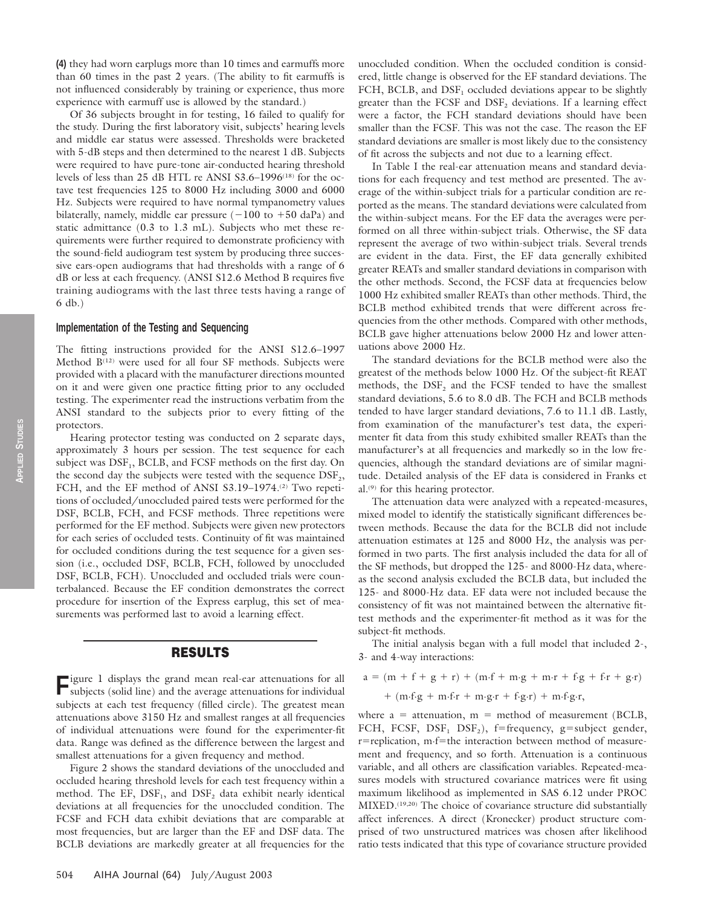**(4)** they had worn earplugs more than 10 times and earmuffs more than 60 times in the past 2 years. (The ability to fit earmuffs is not influenced considerably by training or experience, thus more experience with earmuff use is allowed by the standard.)

Of 36 subjects brought in for testing, 16 failed to qualify for the study. During the first laboratory visit, subjects' hearing levels and middle ear status were assessed. Thresholds were bracketed with 5-dB steps and then determined to the nearest 1 dB. Subjects were required to have pure-tone air-conducted hearing threshold levels of less than 25 dB HTL re ANSI S3.6–1996[18] for the octave test frequencies 125 to 8000 Hz including 3000 and 6000 Hz. Subjects were required to have normal tympanometry values bilaterally, namely, middle ear pressure (−100 to +50 daPa) and static admittance (0.3 to 1.3 mL). Subjects who met these requirements were further required to demonstrate proficiency with the sound-field audiogram test system by producing three successive ears-open audiograms that had thresholds with a range of 6 dB or less at each frequency. (ANSI S12.6 Method B requires five training audiograms with the last three tests having a range of 6 db.)

### Implementation of the Testing and Sequencing

The fitting instructions provided for the ANSI S12.6–1997 Method B[12] were used for all four SF methods. Subjects were provided with a placard with the manufacturer directions mounted on it and were given one practice fitting prior to any occluded testing. The experimenter read the instructions verbatim from the ANSI standard to the subjects prior to every fitting of the protectors.

Hearing protector testing was conducted on 2 separate days, approximately 3 hours per session. The test sequence for each subject was $DSF_1$, BCLB, and FCSF methods on the first day. On the second day the subjects were tested with the sequence $DSF_2$, FCH, and the EF method of ANSI S3.19–1974.[2] Two repetitions of occluded/unoccluded paired tests were performed for the DSF, BCLB, FCH, and FCSF methods. Three repetitions were performed for the EF method. Subjects were given new protectors for each series of occluded tests. Continuity of fit was maintained for occluded conditions during the test sequence for a given session (i.e., occluded DSF, BCLB, FCH, followed by unoccluded DSF, BCLB, FCH). Unoccluded and occluded trials were counterbalanced. Because the EF condition demonstrates the correct procedure for insertion of the Express earplug, this set of measurements was performed last to avoid a learning effect.

## RESULTS

Figure 1 displays the grand mean real-ear attenuations for all subjects (solid line) and the average attenuations for individual subjects at each test frequency (filled circle). The greatest mean attenuations above 3150 Hz and smallest ranges at all frequencies of individual attenuations were found for the experimenter-fit data. Range was defined as the difference between the largest and smallest attenuations for a given frequency and method.

Figure 2 shows the standard deviations of the unoccluded and occluded hearing threshold levels for each test frequency within a method. The EF, $DSF_1$, and $DSF_2$ data exhibit nearly identical deviations at all frequencies for the unoccluded condition. The FCSF and FCH data exhibit deviations that are comparable at most frequencies, but are larger than the EF and DSF data. The BCLB deviations are markedly greater at all frequencies for the unoccluded condition. When the occluded condition is considered, little change is observed for the EF standard deviations. The FCH, BCLB, and $DSF_1$ occluded deviations appear to be slightly greater than the FCSF and $DSF_2$ deviations. If a learning effect were a factor, the FCH standard deviations should have been smaller than the FCSF. This was not the case. The reason the EF standard deviations are smaller is most likely due to the consistency of fit across the subjects and not due to a learning effect.

In Table I the real-ear attenuation means and standard deviations for each frequency and test method are presented. The average of the within-subject trials for a particular condition are reported as the means. The standard deviations were calculated from the within-subject means. For the EF data the averages were performed on all three within-subject trials. Otherwise, the SF data represent the average of two within-subject trials. Several trends are evident in the data. First, the EF data generally exhibited greater REATs and smaller standard deviations in comparison with the other methods. Second, the FCSF data at frequencies below 1000 Hz exhibited smaller REATs than other methods. Third, the BCLB method exhibited trends that were different across frequencies from the other methods. Compared with other methods, BCLB gave higher attenuations below 2000 Hz and lower attenuations above 2000 Hz.

The standard deviations for the BCLB method were also the greatest of the methods below 1000 Hz. Of the subject-fit REAT methods, the $DSF_2$ and the FCSF tended to have the smallest standard deviations, 5.6 to 8.0 dB. The FCH and BCLB methods tended to have larger standard deviations, 7.6 to 11.1 dB. Lastly, from examination of the manufacturer's test data, the experimenter fit data from this study exhibited smaller REATs than the manufacturer's at all frequencies and markedly so in the low frequencies, although the standard deviations are of similar magnitude. Detailed analysis of the EF data is considered in Franks et al.[9] for this hearing protector.

The attenuation data were analyzed with a repeated-measures, mixed model to identify the statistically significant differences between methods. Because the data for the BCLB did not include attenuation estimates at 125 and 8000 Hz, the analysis was performed in two parts. The first analysis included the data for all of the SF methods, but dropped the 125- and 8000-Hz data, whereas the second analysis excluded the BCLB data, but included the 125- and 8000-Hz data. EF data were not included because the consistency of fit was not maintained between the alternative fit-test methods and the experimenter-fit method as it was for the subject-fit methods.

The initial analysis began with a full model that included 2-, 3- and 4-way interactions:

$$a = (m + f + g + r) + (m{\cdot}f + m{\cdot}g + m{\cdot}r + f{\cdot}g + f{\cdot}r + g{\cdot}r)$$
$$+ (m{\cdot}f{\cdot}g + m{\cdot}f{\cdot}r + m{\cdot}g{\cdot}r + f{\cdot}g{\cdot}r) + m{\cdot}f{\cdot}g{\cdot}r,$$

where a = attenuation, m = method of measurement (BCLB, FCH, FCSF, $DSF_1$ $DSF_2$), f=frequency, g=subject gender, r=replication, m·f=the interaction between method of measurement and frequency, and so forth. Attenuation is a continuous variable, and all others are classification variables. Repeated-measures models with structured covariance matrices were fit using maximum likelihood as implemented in SAS 6.12 under PROC MIXED.[19,20] The choice of covariance structure did substantially affect inferences. A direct (Kronecker) product structure comprised of two unstructured matrices was chosen after likelihood ratio tests indicated that this type of covariance structure provided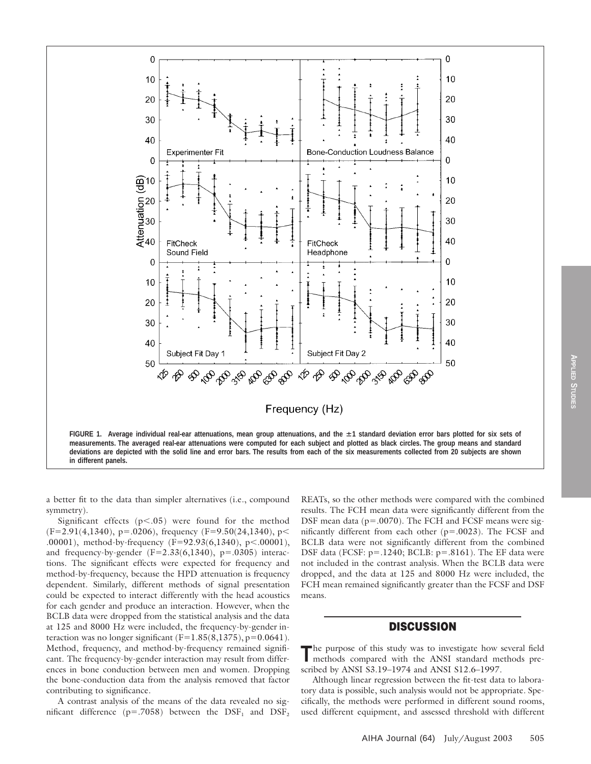FIGURE 1. Average individual real-ear attenuations, mean group attenuations, and the ±1 standard deviation error bars plotted for six sets of measurements. The averaged real-ear attenuations were computed for each subject and plotted as black circles. The group means and standard deviations are depicted with the solid line and error bars. The results from each of the six measurements collected from 20 subjects are shown in different panels.

a better fit to the data than simpler alternatives (i.e., compound symmetry).

Significant effects ($p<.05$) were found for the method ($F=2.91(4,1340)$, $p=.0206$), frequency ($F=9.50(24,1340)$, $p<.00001$), method-by-frequency ($F=92.93(6,1340)$, $p<.00001$), and frequency-by-gender ($F=2.33(6,1340)$, $p=.0305$) interactions. The significant effects were expected for frequency and method-by-frequency, because the HPD attenuation is frequency dependent. Similarly, different methods of signal presentation could be expected to interact differently with the head acoustics for each gender and produce an interaction. However, when the BCLB data were dropped from the statistical analysis and the data at 125 and 8000 Hz were included, the frequency-by-gender interaction was no longer significant ($F=1.85(8,1375)$, $p=0.0641$). Method, frequency, and method-by-frequency remained significant. The frequency-by-gender interaction may result from differences in bone conduction between men and women. Dropping the bone-conduction data from the analysis removed that factor contributing to significance.

A contrast analysis of the means of the data revealed no significant difference ($p=.7058$) between the $DSF_1$ and $DSF_2$ REATs, so the other methods were compared with the combined results. The FCH mean data were significantly different from the DSF mean data ($p=.0070$). The FCH and FCSF means were significantly different from each other ($p=.0023$). The FCSF and BCLB data were not significantly different from the combined DSF data (FCSF: $p=.1240$; BCLB: $p=.8161$). The EF data were not included in the contrast analysis. When the BCLB data were dropped, and the data at 125 and 8000 Hz were included, the FCH mean remained significantly greater than the FCSF and DSF means.

## DISCUSSION

The purpose of this study was to investigate how several field methods compared with the ANSI standard methods prescribed by ANSI S3.19–1974 and ANSI S12.6–1997.

Although linear regression between the fit-test data to laboratory data is possible, such analysis would not be appropriate. Specifically, the methods were performed in different sound rooms, used different equipment, and assessed threshold with different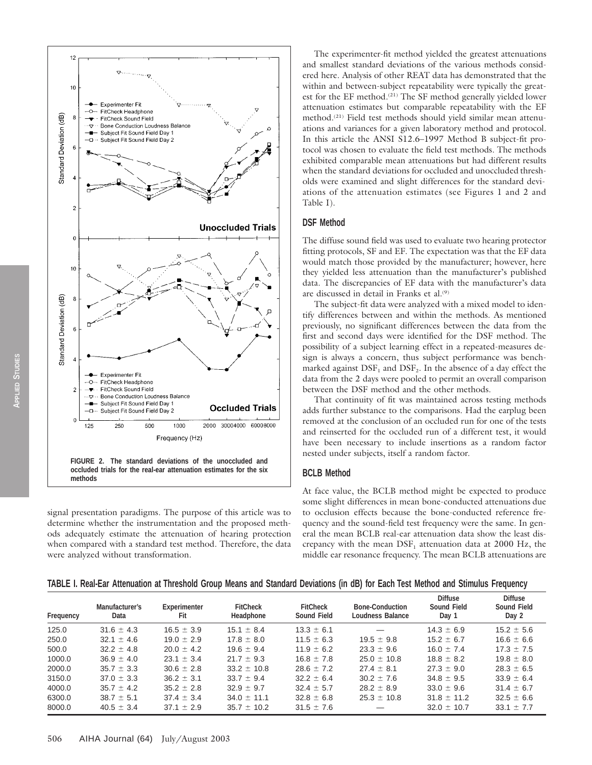FIGURE 2. The standard deviations of the unoccluded and occluded trials for the real-ear attenuation estimates for the six methods

signal presentation paradigms. The purpose of this article was to determine whether the instrumentation and the proposed methods adequately estimate the attenuation of hearing protection when compared with a standard test method. Therefore, the data were analyzed without transformation.

The experimenter-fit method yielded the greatest attenuations and smallest standard deviations of the various methods considered here. Analysis of other REAT data has demonstrated that the within and between-subject repeatability were typically the greatest for the EF method.[21] The SF method generally yielded lower attenuation estimates but comparable repeatability with the EF method.[21] Field test methods should yield similar mean attenuations and variances for a given laboratory method and protocol. In this article the ANSI S12.6–1997 Method B subject-fit protocol was chosen to evaluate the field test methods. The methods exhibited comparable mean attenuations but had different results when the standard deviations for occluded and unoccluded thresholds were examined and slight differences for the standard deviations of the attenuation estimates (see Figures 1 and 2 and Table I).

## DSF Method

The diffuse sound field was used to evaluate two hearing protector fitting protocols, SF and EF. The expectation was that the EF data would match those provided by the manufacturer; however, here they yielded less attenuation than the manufacturer's published data. The discrepancies of EF data with the manufacturer's data are discussed in detail in Franks et al.[9]

The subject-fit data were analyzed with a mixed model to identify differences between and within the methods. As mentioned previously, no significant differences between the data from the first and second days were identified for the DSF method. The possibility of a subject learning effect in a repeated-measures design is always a concern, thus subject performance was benchmarked against $DSF_1$ and $DSF_2$. In the absence of a day effect the data from the 2 days were pooled to permit an overall comparison between the DSF method and the other methods.

That continuity of fit was maintained across testing methods adds further substance to the comparisons. Had the earplug been removed at the conclusion of an occluded run for one of the tests and reinserted for the occluded run of a different test, it would have been necessary to include insertions as a random factor nested under subjects, itself a random factor.

## BCLB Method

At face value, the BCLB method might be expected to produce some slight differences in mean bone-conducted attenuations due to occlusion effects because the bone-conducted reference frequency and the sound-field test frequency were the same. In general the mean BCLB real-ear attenuation data show the least discrepancy with the mean $DSF_1$ attenuation data at 2000 Hz, the middle ear resonance frequency. The mean BCLB attenuations are

**TABLE I. Real-Ear Attenuation at Threshold Group Means and Standard Deviations (in dB) for Each Test Method and Stimulus Frequency**

| Frequency | Manufacturer's Data | Experimenter Fit | FitCheck Headphone | FitCheck Sound Field | Bone-Conduction Loudness Balance | Diffuse Sound Field Day 1 | Diffuse Sound Field Day 2 |
|---|---|---|---|---|---|---|---|
| 125.0 | 31.6 ± 4.3 | 16.5 ± 3.9 | 15.1 ± 8.4 | 13.3 ± 6.1 | — | 14.3 ± 6.9 | 15.2 ± 5.6 |
| 250.0 | 32.1 ± 4.6 | 19.0 ± 2.9 | 17.8 ± 8.0 | 11.5 ± 6.3 | 19.5 ± 9.8 | 15.2 ± 6.7 | 16.6 ± 6.6 |
| 500.0 | 32.2 ± 4.8 | 20.0 ± 4.2 | 19.6 ± 9.4 | 11.9 ± 6.2 | 23.3 ± 9.6 | 16.0 ± 7.4 | 17.3 ± 7.5 |
| 1000.0 | 36.9 ± 4.0 | 23.1 ± 3.4 | 21.7 ± 9.3 | 16.8 ± 7.8 | 25.0 ± 10.8 | 18.8 ± 8.2 | 19.8 ± 8.0 |
| 2000.0 | 35.7 ± 3.3 | 30.6 ± 2.8 | 33.2 ± 10.8 | 28.6 ± 7.2 | 27.4 ± 8.1 | 27.3 ± 9.0 | 28.3 ± 6.5 |
| 3150.0 | 37.0 ± 3.3 | 36.2 ± 3.1 | 33.7 ± 9.4 | 32.2 ± 6.4 | 30.2 ± 7.6 | 34.8 ± 9.5 | 33.9 ± 6.4 |
| 4000.0 | 35.7 ± 4.2 | 35.2 ± 2.8 | 32.9 ± 9.7 | 32.4 ± 5.7 | 28.2 ± 8.9 | 33.0 ± 9.6 | 31.4 ± 6.7 |
| 6300.0 | 38.7 ± 5.1 | 37.4 ± 3.4 | 34.0 ± 11.1 | 32.8 ± 6.8 | 25.3 ± 10.8 | 31.8 ± 11.2 | 32.5 ± 6.6 |
| 8000.0 | 40.5 ± 3.4 | 37.1 ± 2.9 | 35.7 ± 10.2 | 31.5 ± 7.6 | — | 32.0 ± 10.7 | 33.1 ± 7.7 |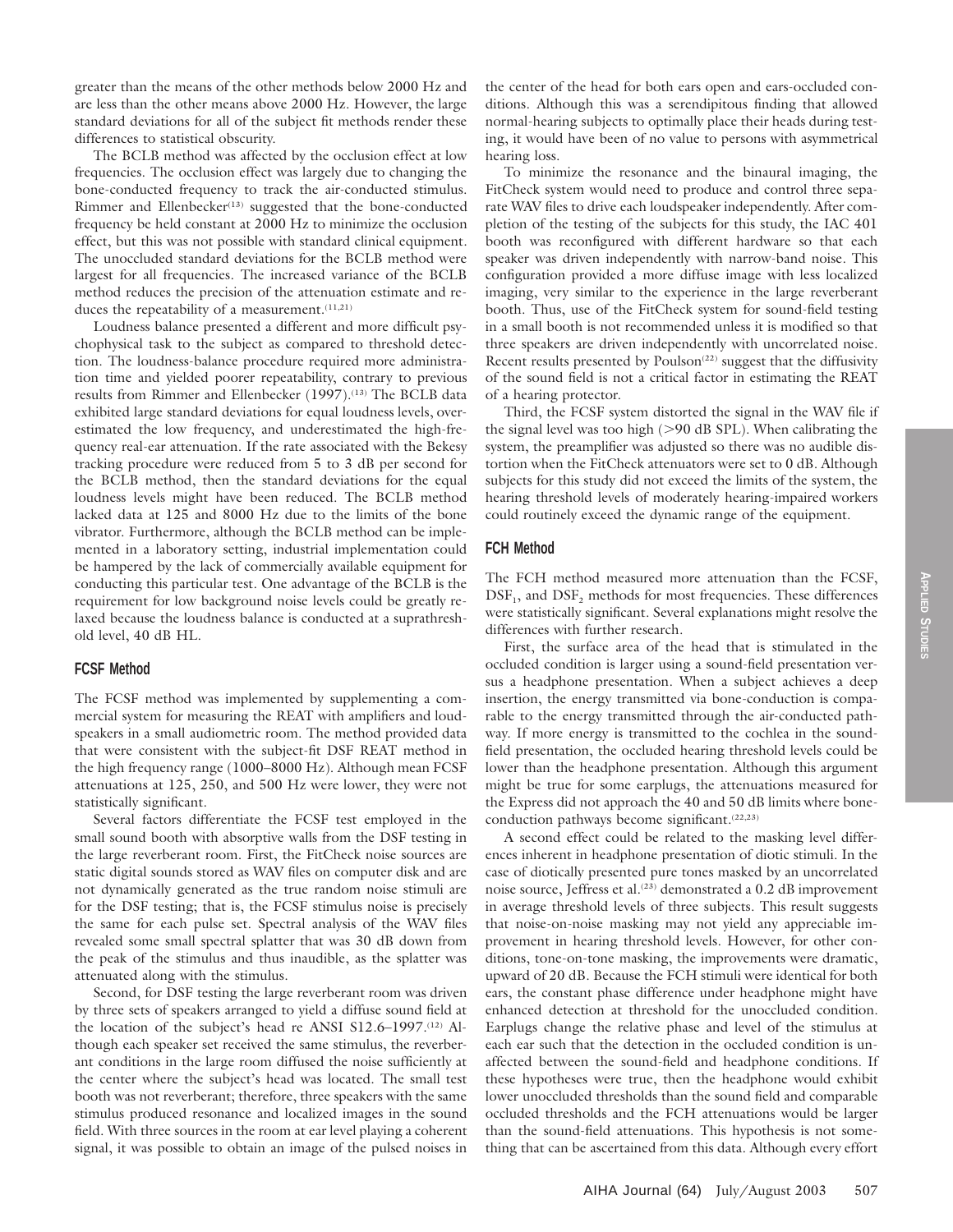greater than the means of the other methods below 2000 Hz and are less than the other means above 2000 Hz. However, the large standard deviations for all of the subject fit methods render these differences to statistical obscurity.

The BCLB method was affected by the occlusion effect at low frequencies. The occlusion effect was largely due to changing the bone-conducted frequency to track the air-conducted stimulus. Rimmer and Ellenbecker[13] suggested that the bone-conducted frequency be held constant at 2000 Hz to minimize the occlusion effect, but this was not possible with standard clinical equipment. The unoccluded standard deviations for the BCLB method were largest for all frequencies. The increased variance of the BCLB method reduces the precision of the attenuation estimate and reduces the repeatability of a measurement.[11,21]

Loudness balance presented a different and more difficult psychophysical task to the subject as compared to threshold detection. The loudness-balance procedure required more administration time and yielded poorer repeatability, contrary to previous results from Rimmer and Ellenbecker (1997).[13] The BCLB data exhibited large standard deviations for equal loudness levels, overestimated the low frequency, and underestimated the high-frequency real-ear attenuation. If the rate associated with the Bekesy tracking procedure were reduced from 5 to 3 dB per second for the BCLB method, then the standard deviations for the equal loudness levels might have been reduced. The BCLB method lacked data at 125 and 8000 Hz due to the limits of the bone vibrator. Furthermore, although the BCLB method can be implemented in a laboratory setting, industrial implementation could be hampered by the lack of commercially available equipment for conducting this particular test. One advantage of the BCLB is the requirement for low background noise levels could be greatly relaxed because the loudness balance is conducted at a suprathreshold level, 40 dB HL.

## FCSF Method

The FCSF method was implemented by supplementing a commercial system for measuring the REAT with amplifiers and loudspeakers in a small audiometric room. The method provided data that were consistent with the subject-fit DSF REAT method in the high frequency range (1000–8000 Hz). Although mean FCSF attenuations at 125, 250, and 500 Hz were lower, they were not statistically significant.

Several factors differentiate the FCSF test employed in the small sound booth with absorptive walls from the DSF testing in the large reverberant room. First, the FitCheck noise sources are static digital sounds stored as WAV files on computer disk and are not dynamically generated as the true random noise stimuli are for the DSF testing; that is, the FCSF stimulus noise is precisely the same for each pulse set. Spectral analysis of the WAV files revealed some small spectral splatter that was 30 dB down from the peak of the stimulus and thus inaudible, as the splatter was attenuated along with the stimulus.

Second, for DSF testing the large reverberant room was driven by three sets of speakers arranged to yield a diffuse sound field at the location of the subject's head re ANSI S12.6–1997.[12] Although each speaker set received the same stimulus, the reverberant conditions in the large room diffused the noise sufficiently at the center where the subject's head was located. The small test booth was not reverberant; therefore, three speakers with the same stimulus produced resonance and localized images in the sound field. With three sources in the room at ear level playing a coherent signal, it was possible to obtain an image of the pulsed noises in the center of the head for both ears open and ears-occluded conditions. Although this was a serendipitous finding that allowed normal-hearing subjects to optimally place their heads during testing, it would have been of no value to persons with asymmetrical hearing loss.

To minimize the resonance and the binaural imaging, the FitCheck system would need to produce and control three separate WAV files to drive each loudspeaker independently. After completion of the testing of the subjects for this study, the IAC 401 booth was reconfigured with different hardware so that each speaker was driven independently with narrow-band noise. This configuration provided a more diffuse image with less localized imaging, very similar to the experience in the large reverberant booth. Thus, use of the FitCheck system for sound-field testing in a small booth is not recommended unless it is modified so that three speakers are driven independently with uncorrelated noise. Recent results presented by Poulson[22] suggest that the diffusivity of the sound field is not a critical factor in estimating the REAT of a hearing protector.

Third, the FCSF system distorted the signal in the WAV file if the signal level was too high (>90 dB SPL). When calibrating the system, the preamplifier was adjusted so there was no audible distortion when the FitCheck attenuators were set to 0 dB. Although subjects for this study did not exceed the limits of the system, the hearing threshold levels of moderately hearing-impaired workers could routinely exceed the dynamic range of the equipment.

## FCH Method

The FCH method measured more attenuation than the FCSF, $DSF_1$, and $DSF_2$ methods for most frequencies. These differences were statistically significant. Several explanations might resolve the differences with further research.

First, the surface area of the head that is stimulated in the occluded condition is larger using a sound-field presentation versus a headphone presentation. When a subject achieves a deep insertion, the energy transmitted via bone-conduction is comparable to the energy transmitted through the air-conducted pathway. If more energy is transmitted to the cochlea in the sound-field presentation, the occluded hearing threshold levels could be lower than the headphone presentation. Although this argument might be true for some earplugs, the attenuations measured for the Express did not approach the 40 and 50 dB limits where bone-conduction pathways become significant.[22,23]

A second effect could be related to the masking level differences inherent in headphone presentation of diotic stimuli. In the case of diotically presented pure tones masked by an uncorrelated noise source, Jeffress et al.[23] demonstrated a 0.2 dB improvement in average threshold levels of three subjects. This result suggests that noise-on-noise masking may not yield any appreciable improvement in hearing threshold levels. However, for other conditions, tone-on-tone masking, the improvements were dramatic, upward of 20 dB. Because the FCH stimuli were identical for both ears, the constant phase difference under headphone might have enhanced detection at threshold for the unoccluded condition. Earplugs change the relative phase and level of the stimulus at each ear such that the detection in the occluded condition is unaffected between the sound-field and headphone conditions. If these hypotheses were true, then the headphone would exhibit lower unoccluded thresholds than the sound field and comparable occluded thresholds and the FCH attenuations would be larger than the sound-field attenuations. This hypothesis is not something that can be ascertained from this data. Although every effort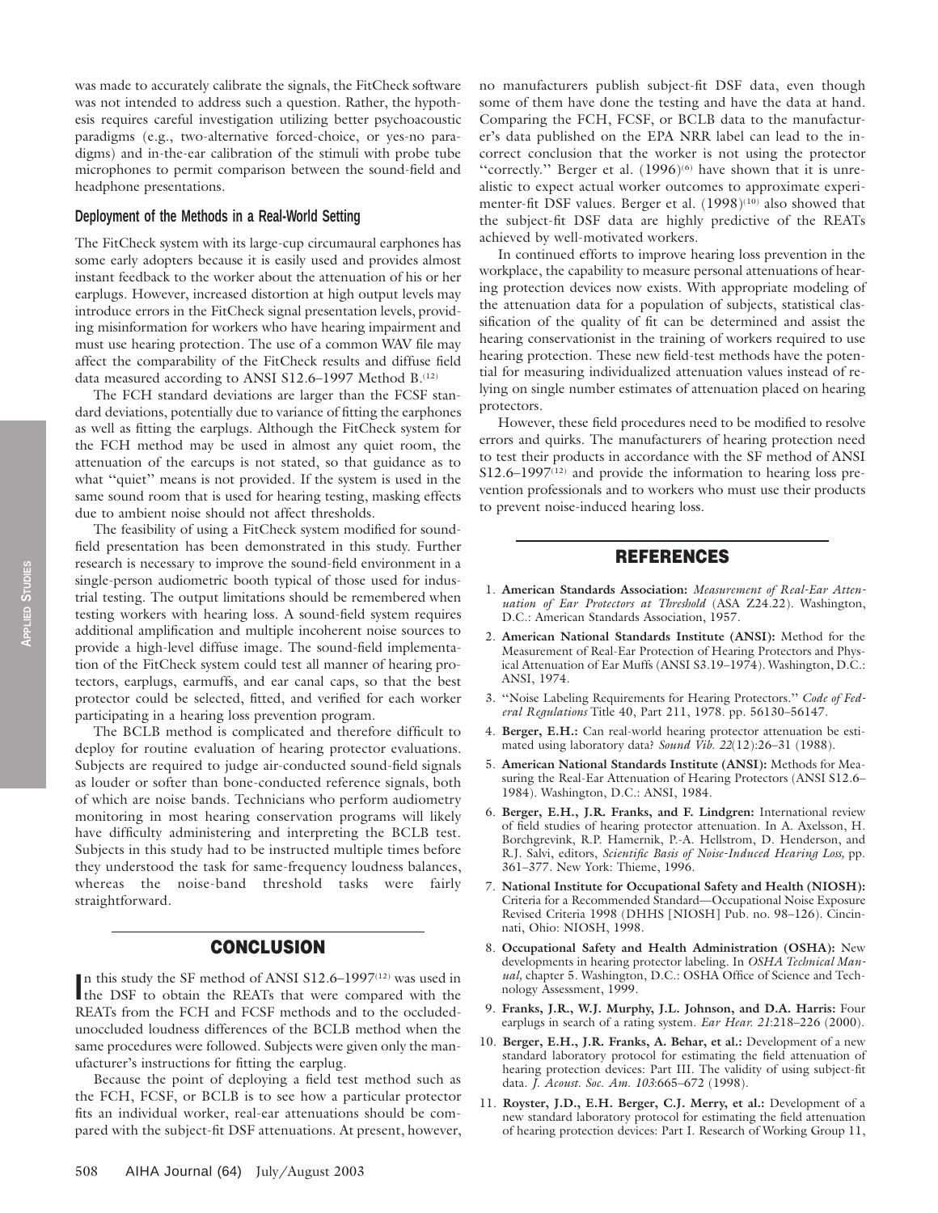was made to accurately calibrate the signals, the FitCheck software was not intended to address such a question. Rather, the hypothesis requires careful investigation utilizing better psychoacoustic paradigms (e.g., two-alternative forced-choice, or yes-no paradigms) and in-the-ear calibration of the stimuli with probe tube microphones to permit comparison between the sound-field and headphone presentations.

### Deployment of the Methods in a Real-World Setting

The FitCheck system with its large-cup circumaural earphones has some early adopters because it is easily used and provides almost instant feedback to the worker about the attenuation of his or her earplugs. However, increased distortion at high output levels may introduce errors in the FitCheck signal presentation levels, providing misinformation for workers who have hearing impairment and must use hearing protection. The use of a common WAV file may affect the comparability of the FitCheck results and diffuse field data measured according to ANSI S12.6–1997 Method B.[12]

The FCH standard deviations are larger than the FCSF standard deviations, potentially due to variance of fitting the earphones as well as fitting the earplugs. Although the FitCheck system for the FCH method may be used in almost any quiet room, the attenuation of the earcups is not stated, so that guidance as to what ''quiet'' means is not provided. If the system is used in the same sound room that is used for hearing testing, masking effects due to ambient noise should not affect thresholds.

The feasibility of using a FitCheck system modified for sound-field presentation has been demonstrated in this study. Further research is necessary to improve the sound-field environment in a single-person audiometric booth typical of those used for industrial testing. The output limitations should be remembered when testing workers with hearing loss. A sound-field system requires additional amplification and multiple incoherent noise sources to provide a high-level diffuse image. The sound-field implementation of the FitCheck system could test all manner of hearing protectors, earplugs, earmuffs, and ear canal caps, so that the best protector could be selected, fitted, and verified for each worker participating in a hearing loss prevention program.

The BCLB method is complicated and therefore difficult to deploy for routine evaluation of hearing protector evaluations. Subjects are required to judge air-conducted sound-field signals as louder or softer than bone-conducted reference signals, both of which are noise bands. Technicians who perform audiometry monitoring in most hearing conservation programs will likely have difficulty administering and interpreting the BCLB test. Subjects in this study had to be instructed multiple times before they understood the task for same-frequency loudness balances, whereas the noise-band threshold tasks were fairly straightforward.

## CONCLUSION

In this study the SF method of ANSI S12.6–1997[12] was used in the DSF to obtain the REATs that were compared with the REATs from the FCH and FCSF methods and to the occluded-unoccluded loudness differences of the BCLB method when the same procedures were followed. Subjects were given only the manufacturer's instructions for fitting the earplug.

Because the point of deploying a field test method such as the FCH, FCSF, or BCLB is to see how a particular protector fits an individual worker, real-ear attenuations should be compared with the subject-fit DSF attenuations. At present, however, no manufacturers publish subject-fit DSF data, even though some of them have done the testing and have the data at hand. Comparing the FCH, FCSF, or BCLB data to the manufacturer's data published on the EPA NRR label can lead to the incorrect conclusion that the worker is not using the protector ''correctly.'' Berger et al. (1996)[6] have shown that it is unrealistic to expect actual worker outcomes to approximate experimenter-fit DSF values. Berger et al. (1998)[10] also showed that the subject-fit DSF data are highly predictive of the REATs achieved by well-motivated workers.

In continued efforts to improve hearing loss prevention in the workplace, the capability to measure personal attenuations of hearing protection devices now exists. With appropriate modeling of the attenuation data for a population of subjects, statistical classification of the quality of fit can be determined and assist the hearing conservationist in the training of workers required to use hearing protection. These new field-test methods have the potential for measuring individualized attenuation values instead of relying on single number estimates of attenuation placed on hearing protectors.

However, these field procedures need to be modified to resolve errors and quirks. The manufacturers of hearing protection need to test their products in accordance with the SF method of ANSI S12.6–1997[12] and provide the information to hearing loss prevention professionals and to workers who must use their products to prevent noise-induced hearing loss.

## REFERENCES

1. **American Standards Association:** *Measurement of Real-Ear Attenuation of Ear Protectors at Threshold* (ASA Z24.22). Washington, D.C.: American Standards Association, 1957.
2. **American National Standards Institute (ANSI):** Method for the Measurement of Real-Ear Protection of Hearing Protectors and Physical Attenuation of Ear Muffs (ANSI S3.19–1974). Washington, D.C.: ANSI, 1974.
3. ''Noise Labeling Requirements for Hearing Protectors.'' *Code of Federal Regulations* Title 40, Part 211, 1978. pp. 56130–56147.
4. **Berger, E.H.:** Can real-world hearing protector attenuation be estimated using laboratory data? *Sound Vib. 22*(12):26–31 (1988).
5. **American National Standards Institute (ANSI):** Methods for Measuring the Real-Ear Attenuation of Hearing Protectors (ANSI S12.6–1984). Washington, D.C.: ANSI, 1984.
6. **Berger, E.H., J.R. Franks, and F. Lindgren:** International review of field studies of hearing protector attenuation. In A. Axelsson, H. Borchgrevink, R.P. Hamernik, P.-A. Hellstrom, D. Henderson, and R.J. Salvi, editors, *Scientific Basis of Noise-Induced Hearing Loss,* pp. 361–377. New York: Thieme, 1996.
7. **National Institute for Occupational Safety and Health (NIOSH):** Criteria for a Recommended Standard—Occupational Noise Exposure Revised Criteria 1998 (DHHS [NIOSH] Pub. no. 98–126). Cincinnati, Ohio: NIOSH, 1998.
8. **Occupational Safety and Health Administration (OSHA):** New developments in hearing protector labeling. In *OSHA Technical Manual,* chapter 5. Washington, D.C.: OSHA Office of Science and Technology Assessment, 1999.
9. **Franks, J.R., W.J. Murphy, J.L. Johnson, and D.A. Harris:** Four earplugs in search of a rating system. *Ear Hear. 21*:218–226 (2000).
10. **Berger, E.H., J.R. Franks, A. Behar, et al.:** Development of a new standard laboratory protocol for estimating the field attenuation of hearing protection devices: Part III. The validity of using subject-fit data. *J. Acoust. Soc. Am. 103*:665–672 (1998).
11. **Royster, J.D., E.H. Berger, C.J. Merry, et al.:** Development of a new standard laboratory protocol for estimating the field attenuation of hearing protection devices: Part I. Research of Working Group 11,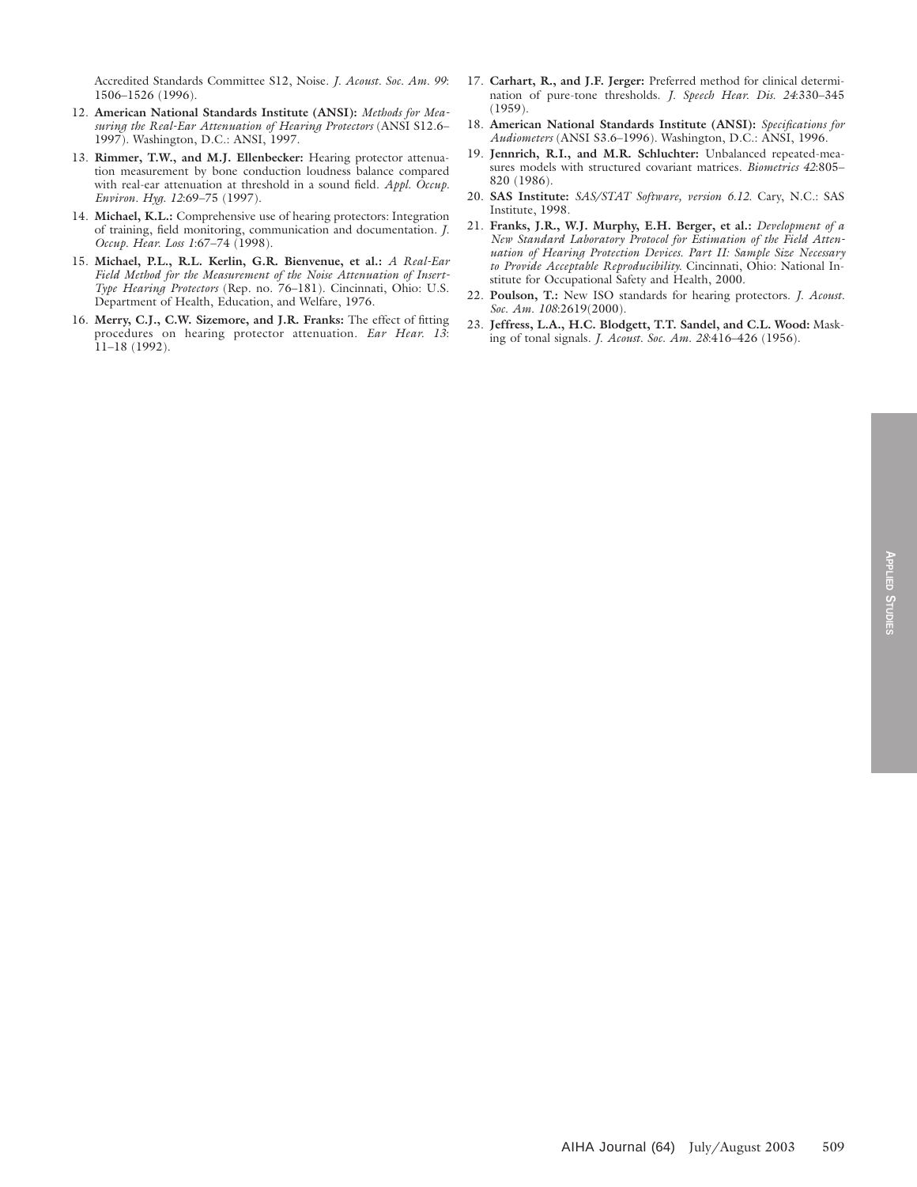Accredited Standards Committee S12, Noise. *J. Acoust. Soc. Am. 99*: 1506–1526 (1996).

12. **American National Standards Institute (ANSI):** *Methods for Measuring the Real-Ear Attenuation of Hearing Protectors* (ANSI S12.6–1997). Washington, D.C.: ANSI, 1997.
13. **Rimmer, T.W., and M.J. Ellenbecker:** Hearing protector attenuation measurement by bone conduction loudness balance compared with real-ear attenuation at threshold in a sound field. *Appl. Occup. Environ. Hyg. 12*:69–75 (1997).
14. **Michael, K.L.:** Comprehensive use of hearing protectors: Integration of training, field monitoring, communication and documentation. *J. Occup. Hear. Loss 1*:67–74 (1998).
15. **Michael, P.L., R.L. Kerlin, G.R. Bienvenue, et al.:** *A Real-Ear Field Method for the Measurement of the Noise Attenuation of Insert-Type Hearing Protectors* (Rep. no. 76–181). Cincinnati, Ohio: U.S. Department of Health, Education, and Welfare, 1976.
16. **Merry, C.J., C.W. Sizemore, and J.R. Franks:** The effect of fitting procedures on hearing protector attenuation. *Ear Hear. 13*: 11–18 (1992).
17. **Carhart, R., and J.F. Jerger:** Preferred method for clinical determination of pure-tone thresholds. *J. Speech Hear. Dis. 24*:330–345 (1959).
18. **American National Standards Institute (ANSI):** *Specifications for Audiometers* (ANSI S3.6–1996). Washington, D.C.: ANSI, 1996.
19. **Jennrich, R.I., and M.R. Schluchter:** Unbalanced repeated-measures models with structured covariant matrices. *Biometrics 42*:805–820 (1986).
20. **SAS Institute:** *SAS/STAT Software, version 6.12.* Cary, N.C.: SAS Institute, 1998.
21. **Franks, J.R., W.J. Murphy, E.H. Berger, et al.:** *Development of a New Standard Laboratory Protocol for Estimation of the Field Attenuation of Hearing Protection Devices. Part II: Sample Size Necessary to Provide Acceptable Reproducibility.* Cincinnati, Ohio: National Institute for Occupational Safety and Health, 2000.
22. **Poulson, T.:** New ISO standards for hearing protectors. *J. Acoust. Soc. Am. 108*:2619(2000).
23. **Jeffress, L.A., H.C. Blodgett, T.T. Sandel, and C.L. Wood:** Masking of tonal signals. *J. Acoust. Soc. Am. 28*:416–426 (1956).